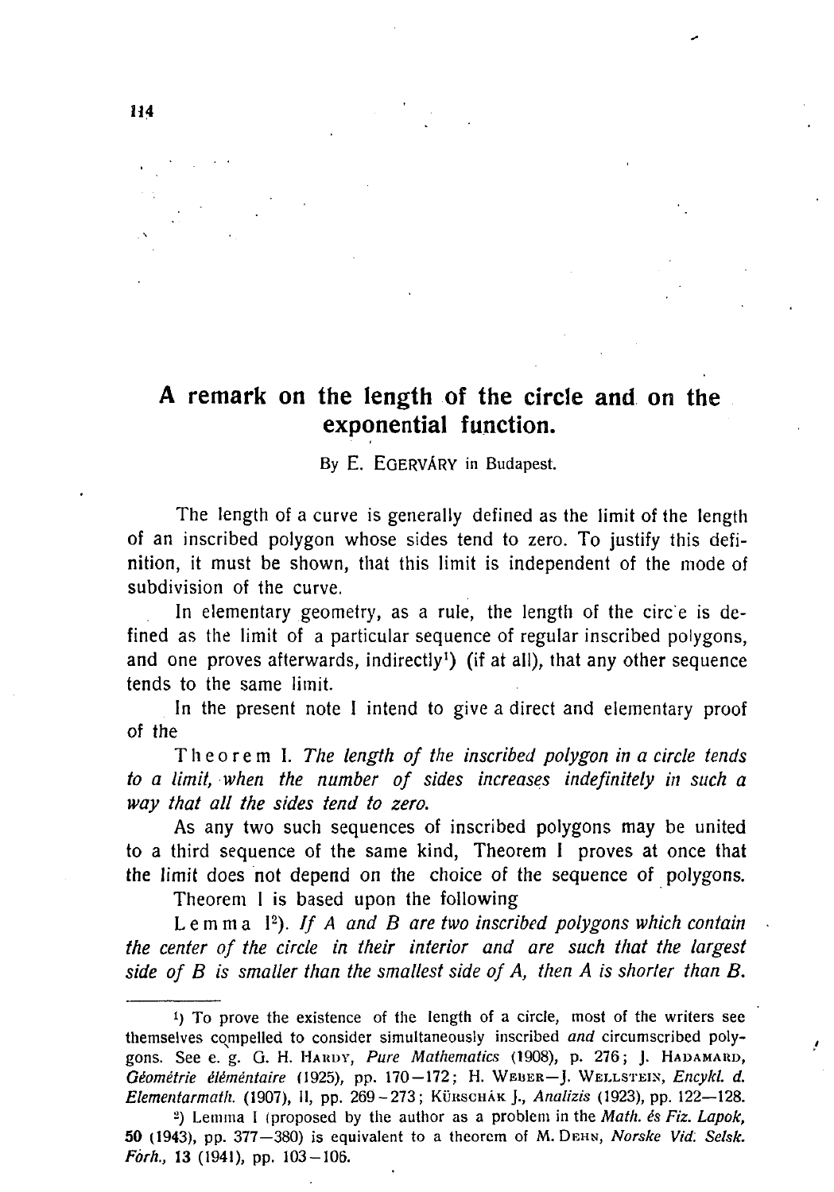# A remark on the length of the circle and on the exponential function.

By E. EGERVÁRY in Budapest.

The length of a curve is generally defined as the limit of the length of an inscribed polygon whose sides tend to zero. To justify this definition, it must be shown, that this limit is independent of the mode of subdivision of the curve.

In elementary geometry, as a rule, the length of the circle is defined as the limit of a particular sequence of regular inscribed polygons, and one proves afterwards, indirectly[1]) (if at all), that any other sequence tends to the same limit.

In the present note I intend to give a direct and elementary proof of the

Theorem I. *The length of the inscribed polygon in a circle tends to a limit, when the number of sides increases indefinitely in such a way that all the sides tend to zero.*

As any two such sequences of inscribed polygons may be united to a third sequence of the same kind, Theorem I proves at once that the limit does not depend on the choice of the sequence of polygons.

Theorem I is based upon the following

Lemma I[2]). *If A and B are two inscribed polygons which contain the center of the circle in their interior and are such that the largest side of B is smaller than the smallest side of A, then A is shorter than B.*

---

[1]) To prove the existence of the length of a circle, most of the writers see themselves compelled to consider simultaneously inscribed *and* circumscribed polygons. See e. g. G. H. HARDY, *Pure Mathematics* (1908), p. 276; J. HADAMARD, *Géométrie élémentaire* (1925), pp. 170—172; H. WEBER—J. WELLSTEIN, *Encykl. d. Elementarmath.* (1907), II, pp. 269—273; KÜRSCHÁK J., *Analizis* (1923), pp. 122—128.

[2]) Lemma I (proposed by the author as a problem in the *Math. és Fiz. Lapok*, **50** (1943), pp. 377—380) is equivalent to a theorem of M. DEHN, *Norske Vid. Selsk. Forh.*, **13** (1941), pp. 103—106.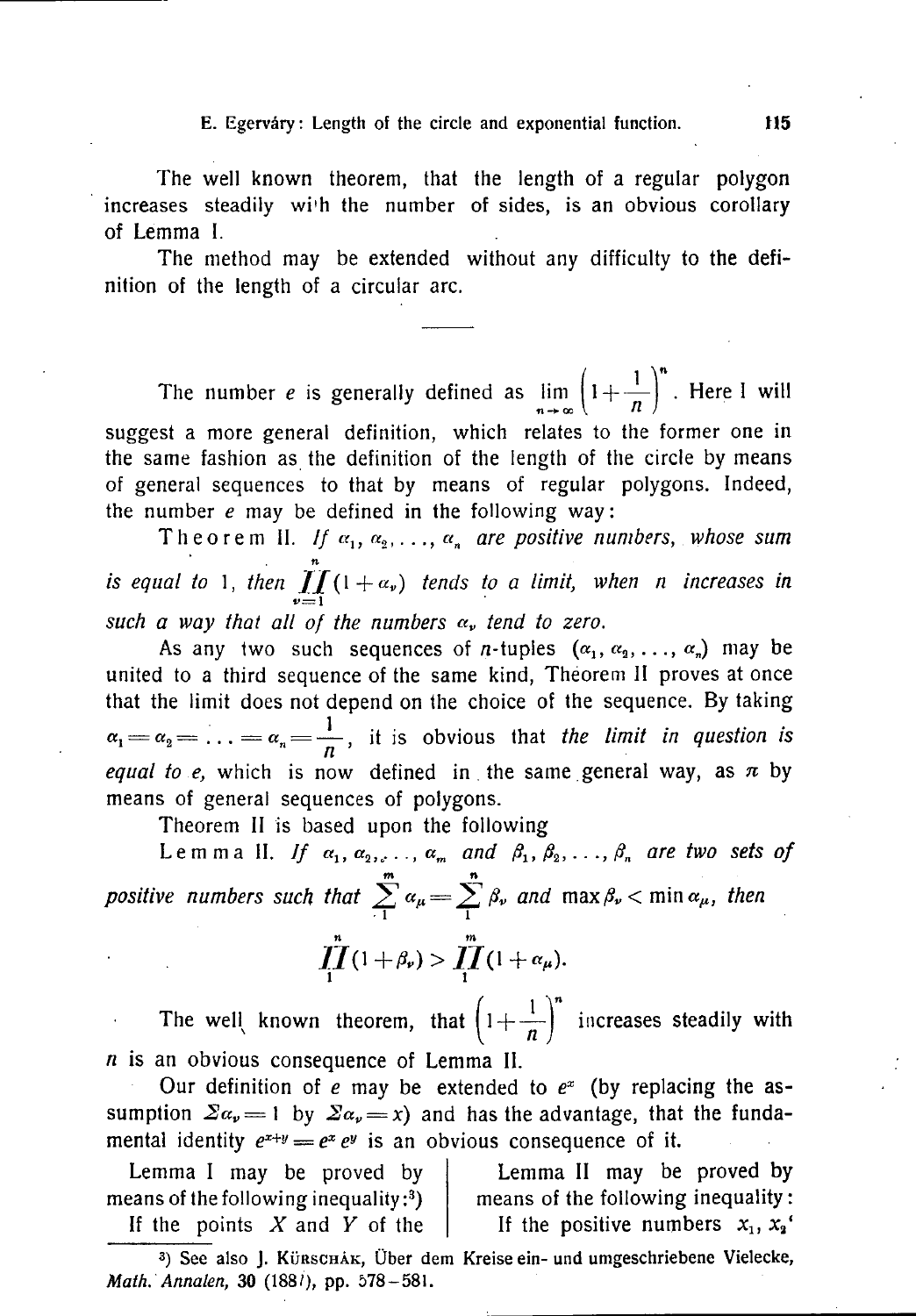The well known theorem, that the length of a regular polygon increases steadily with the number of sides, is an obvious corollary of Lemma I.

The method may be extended without any difficulty to the definition of the length of a circular arc.

---

The number $e$ is generally defined as $\lim_{n\to\infty}\left(1+\frac{1}{n}\right)^n$. Here I will suggest a more general definition, which relates to the former one in the same fashion as the definition of the length of the circle by means of general sequences to that by means of regular polygons. Indeed, the number $e$ may be defined in the following way:

Theorem II. *If $\alpha_1, \alpha_2, \ldots, \alpha_n$ are positive numbers, whose sum is equal to* 1, *then $\prod_{\nu=1}^{n}(1+\alpha_\nu)$ tends to a limit, when $n$ increases in such a way that all of the numbers $\alpha_\nu$ tend to zero.*

As any two such sequences of $n$-tuples $(\alpha_1, \alpha_2, \ldots, \alpha_n)$ may be united to a third sequence of the same kind, Theorem II proves at once that the limit does not depend on the choice of the sequence. By taking $\alpha_1 = \alpha_2 = \ldots = \alpha_n = \frac{1}{n}$, it is obvious that *the limit in question is equal to $e$,* which is now defined in the same general way, as $\pi$ by means of general sequences of polygons.

Theorem II is based upon the following

Lemma II. *If $\alpha_1, \alpha_2, \ldots, \alpha_m$ and $\beta_1, \beta_2, \ldots, \beta_n$ are two sets of positive numbers such that $\sum_1^m \alpha_\mu = \sum_1^n \beta_\nu$ and $\max \beta_\nu < \min \alpha_\mu$, then*

$$\prod_1^n (1+\beta_\nu) > \prod_1^m (1+\alpha_\mu).$$

The well known theorem, that $\left(1+\frac{1}{n}\right)^n$ increases steadily with $n$ is an obvious consequence of Lemma II.

Our definition of $e$ may be extended to $e^x$ (by replacing the assumption $\Sigma\alpha_\nu = 1$ by $\Sigma\alpha_\nu = x$) and has the advantage, that the fundamental identity $e^{x+y} = e^x e^y$ is an obvious consequence of it.

Lemma I may be proved by means of the following inequality:[3)]

If the points $X$ and $Y$ of the

Lemma II may be proved by means of the following inequality:

If the positive numbers $x_1, x_2$'

[3)] See also J. Kürschák, Über dem Kreise ein- und umgeschriebene Vielecke, *Math. Annalen,* **30** (1887), pp. 578–581.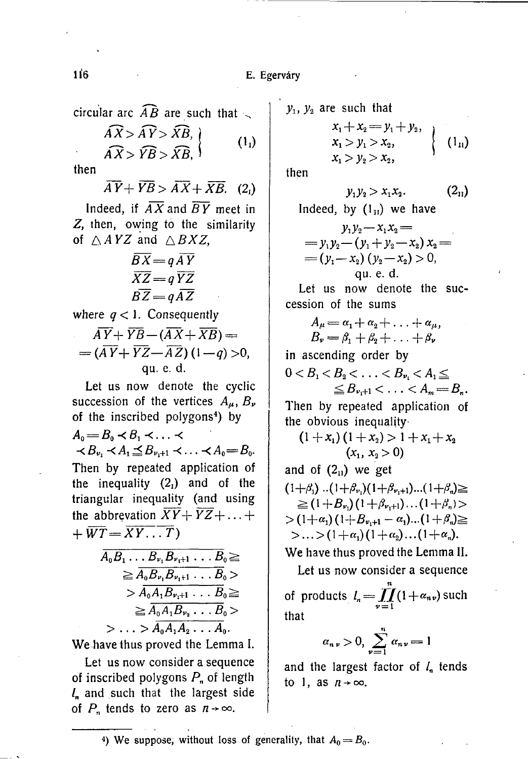circular arc $\widehat{AB}$ are such that

$$\left.\begin{aligned} \widehat{AX} > \widehat{AY} > \widehat{XB}, \\ \widehat{AX} > \widehat{YB} > \widehat{XB}, \end{aligned}\right\} \quad (1_{\text{I}})$$

then

$$\overline{AY} + \overline{YB} > \overline{AX} + \overline{XB}. \quad (2_{\text{I}})$$

Indeed, if $\overline{AX}$ and $\overline{BY}$ meet in $Z$, then, owing to the similarity of $\triangle AYZ$ and $\triangle BXZ$,

$$\overline{BX} = q\overline{AY}$$
$$\overline{XZ} = q\overline{YZ}$$
$$\overline{BZ} = q\overline{AZ}$$

where $q < 1$. Consequently

$$\overline{AY} + \overline{YB} - (\overline{AX} + \overline{XB}) =$$
$$= (\overline{AY} + \overline{YZ} - \overline{AZ})(1-q) > 0,$$

qu. e. d.

Let us now denote the cyclic succession of the vertices $A_\mu$, $B_\nu$ of the inscribed polygons[4]) by

$$A_0 = B_0 \prec B_1 \prec \ldots \prec$$
$$\prec B_{\nu_1} \prec A_1 \preceq B_{\nu_1+1} \prec \ldots \prec A_0 = B_0.$$

Then by repeated application of the inequality $(2_{\text{I}})$ and of the triangular inequality (and using the abbrevation $\overline{XY} + \overline{YZ} + \ldots + \overline{WT} = \overline{XY \ldots T}$)

$$\overline{A_0 B_1 \ldots B_{\nu_1} B_{\nu_1+1} \ldots B_0} \geqq$$
$$\geqq \overline{A_0 B_{\nu_1} B_{\nu_1+1} \ldots B_0} >$$
$$> \overline{A_0 A_1 B_{\nu_1+1} \ldots B_0} \geqq$$
$$\geqq \overline{A_0 A_1 B_{\nu_2} \ldots B_0} >$$
$$> \ldots > \overline{A_0 A_1 A_2 \ldots A_0}.$$

We have thus proved the Lemma I.

Let us now consider a sequence of inscribed polygons $P_n$ of length $l_n$ and such that the largest side of $P_n$ tends to zero as $n \to \infty$.

$y_1$, $y_2$ are such that

$$\left.\begin{aligned} x_1 + x_2 = y_1 + y_2, \\ x_1 > y_1 > x_2, \\ x_1 > y_2 > x_2, \end{aligned}\right\} \quad (1_{\text{II}})$$

then

$$y_1 y_2 > x_1 x_2. \quad (2_{\text{II}})$$

Indeed, by $(1_{\text{II}})$ we have

$$y_1 y_2 - x_1 x_2 =$$
$$= y_1 y_2 - (y_1 + y_2 - x_2) x_2 =$$
$$= (y_1 - x_2)(y_2 - x_2) > 0,$$

qu. e. d.

Let us now denote the succession of the sums

$$A_\mu = \alpha_1 + \alpha_2 + \ldots + \alpha_\mu,$$
$$B_\nu = \beta_1 + \beta_2 + \ldots + \beta_\nu$$

in ascending order by

$$0 < B_1 < B_2 < \ldots < B_{\nu_1} < A_1 \leqq$$
$$\leqq B_{\nu_1+1} < \ldots < A_m = B_n.$$

Then by repeated application of the obvious inequality

$$(1 + x_1)(1 + x_2) > 1 + x_1 + x_2$$
$$(x_1, x_2 > 0)$$

and of $(2_{\text{II}})$ we get

$$(1+\beta_1) \ldots (1+\beta_{\nu_1})(1+\beta_{\nu_1+1}) \ldots (1+\beta_n) \geqq$$
$$\geqq (1+B_{\nu_1})(1+\beta_{\nu_1+1}) \ldots (1+\beta_n) >$$
$$> (1+\alpha_1)(1+B_{\nu_1+1} - \alpha_1) \ldots (1+\beta_n) \geqq$$
$$> \ldots > (1+\alpha_1)(1+\alpha_2) \ldots (1+\alpha_n).$$

We have thus proved the Lemma II.

Let us now consider a sequence of products $l_n = \prod_{\nu=1}^{n} (1 + \alpha_{n\nu})$ such that

$$\alpha_{n\nu} > 0, \ \sum_{\nu=1}^{n} \alpha_{n\nu} = 1$$

and the largest factor of $l_n$ tends to 1, as $n \to \infty$.

---

[4]) We suppose, without loss of generality, that $A_0 = B_0$.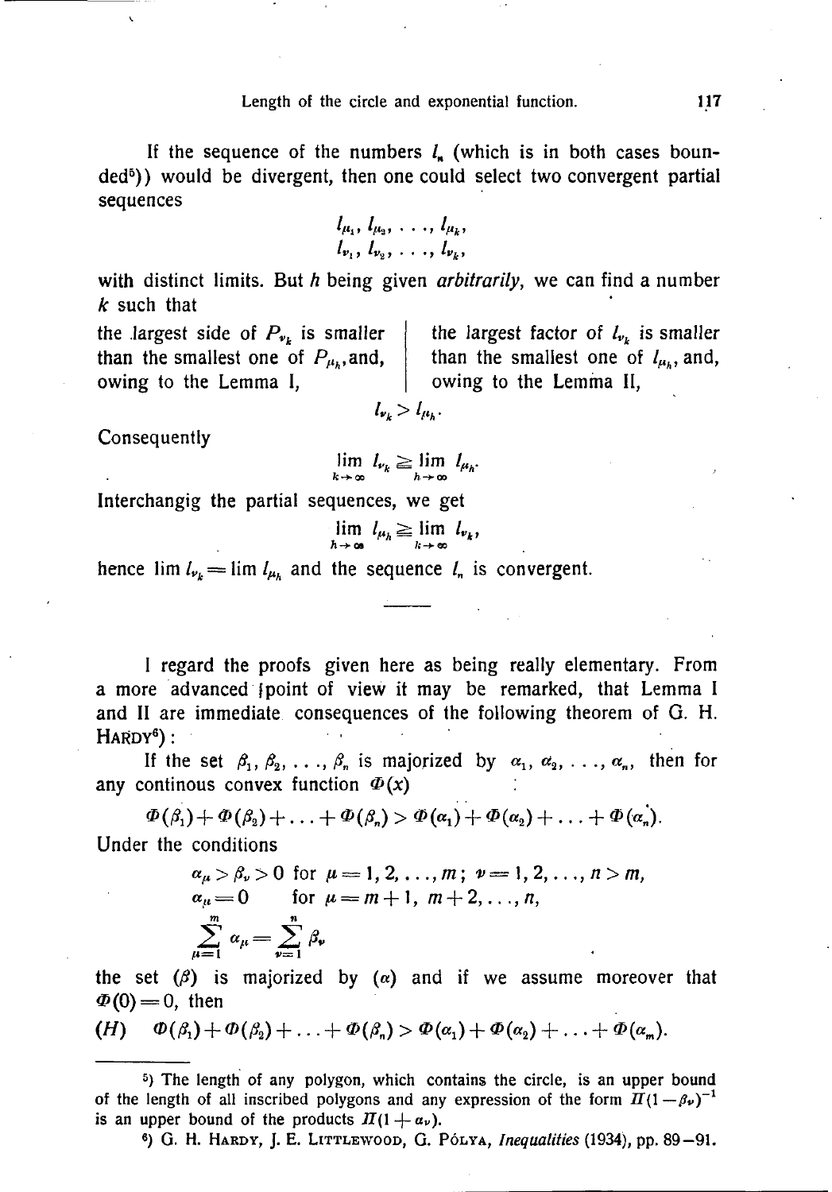If the sequence of the numbers $l_n$ (which is in both cases bounded[5])) would be divergent, then one could select two convergent partial sequences

$$l_{\mu_1}, l_{\mu_2}, \ldots, l_{\mu_k},$$
$$l_{\nu_1}, l_{\nu_2}, \ldots, l_{\nu_k},$$

with distinct limits. But $h$ being given *arbitrarily*, we can find a number $k$ such that

the largest side of $P_{\nu_k}$ is smaller than the smallest one of $P_{\mu_h}$, and, owing to the Lemma I, | the largest factor of $l_{\nu_k}$ is smaller than the smallest one of $l_{\mu_h}$, and, owing to the Lemma II,

$$l_{\nu_k} > l_{\mu_h}.$$

Consequently

$$\lim_{k \to \infty} l_{\nu_k} \geqq \lim_{h \to \infty} l_{\mu_h}.$$

Interchangig the partial sequences, we get

$$\lim_{h \to \infty} l_{\mu_h} \geqq \lim_{k \to \infty} l_{\nu_k},$$

hence $\lim l_{\nu_k} = \lim l_{\mu_h}$ and the sequence $l_n$ is convergent.

---

I regard the proofs given here as being really elementary. From a more advanced point of view it may be remarked, that Lemma I and II are immediate consequences of the following theorem of G. HARDY[6]):

If the set $\beta_1, \beta_2, \ldots, \beta_n$ is majorized by $\alpha_1, \alpha_2, \ldots, \alpha_n$, then for any continous convex function $\Phi(x)$

$$\Phi(\beta_1) + \Phi(\beta_2) + \ldots + \Phi(\beta_n) > \Phi(\alpha_1) + \Phi(\alpha_2) + \ldots + \Phi(\alpha_n).$$

Under the conditions

$$\alpha_\mu > \beta_\nu > 0 \text{ for } \mu = 1, 2, \ldots, m;\ \nu = 1, 2, \ldots, n > m,$$
$$\alpha_\mu = 0 \quad \text{ for } \mu = m+1,\ m+2, \ldots, n,$$
$$\sum_{\mu=1}^{m} \alpha_\mu = \sum_{\nu=1}^{n} \beta_\nu$$

the set $(\beta)$ is majorized by $(\alpha)$ and if we assume moreover that $\Phi(0) = 0$, then

$$(H) \quad \Phi(\beta_1) + \Phi(\beta_2) + \ldots + \Phi(\beta_n) > \Phi(\alpha_1) + \Phi(\alpha_2) + \ldots + \Phi(\alpha_m).$$

---

[5]) The length of any polygon, which contains the circle, is an upper bound of the length of all inscribed polygons and any expression of the form $\Pi(1-\beta_\nu)^{-1}$ is an upper bound of the products $\Pi(1+\alpha_\nu)$.

[6]) G. H. HARDY, J. E. LITTLEWOOD, G. PÓLYA, *Inequalities* (1934), pp. 89–91.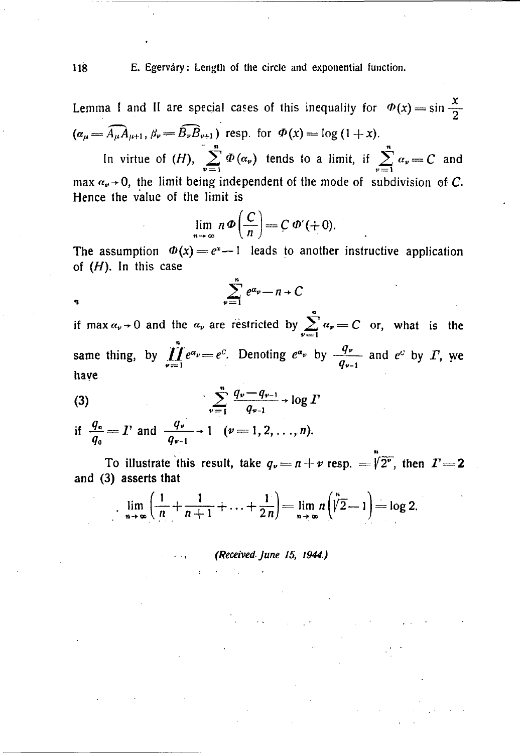Lemma I and II are special cases of this inequality for $\Phi(x) = \sin \frac{x}{2}$ ($\alpha_\mu = \widehat{A_\mu A_{\mu+1}}$, $\beta_\nu = \widehat{B_\nu B_{\nu+1}}$) resp. for $\Phi(x) = \log(1+x)$.

In virtue of $(H)$, $\sum_{\nu=1}^{n} \Phi(\alpha_\nu)$ tends to a limit, if $\sum_{\nu=1}^{n} \alpha_\nu = C$ and $\max \alpha_\nu \to 0$, the limit being independent of the mode of subdivision of $C$. Hence the value of the limit is

$$\lim_{n\to\infty} n\Phi\left(\frac{C}{n}\right) = C\,\Phi'(+0).$$

The assumption $\Phi(x) = e^x - 1$ leads to another instructive application of $(H)$. In this case

$$\sum_{\nu=1}^{n} e^{\alpha_\nu} - n \to C$$

if $\max \alpha_\nu \to 0$ and the $\alpha_\nu$ are restricted by $\sum_{\nu=1}^{n} \alpha_\nu = C$ or, what is the same thing, by $\prod_{\nu=1}^{n} e^{\alpha_\nu} = e^C$. Denoting $e^{\alpha_\nu}$ by $\frac{q_\nu}{q_{\nu-1}}$ and $e^C$ by $\Gamma$, we have

$$\sum_{\nu=1}^{n} \frac{q_\nu - q_{\nu-1}}{q_{\nu-1}} \to \log \Gamma \tag{3}$$

if $\frac{q_n}{q_0} = \Gamma$ and $\frac{q_\nu}{q_{\nu-1}} \to 1$ $(\nu = 1, 2, \ldots, n)$.

To illustrate this result, take $q_\nu = n + \nu$ resp. $= \sqrt[n]{2^\nu}$, then $\Gamma = 2$ and (3) asserts that

$$\lim_{n\to\infty}\left(\frac{1}{n} + \frac{1}{n+1} + \ldots + \frac{1}{2n}\right) = \lim_{n\to\infty} n\left(\sqrt[n]{2} - 1\right) = \log 2.$$

*(Received June 15, 1944.)*